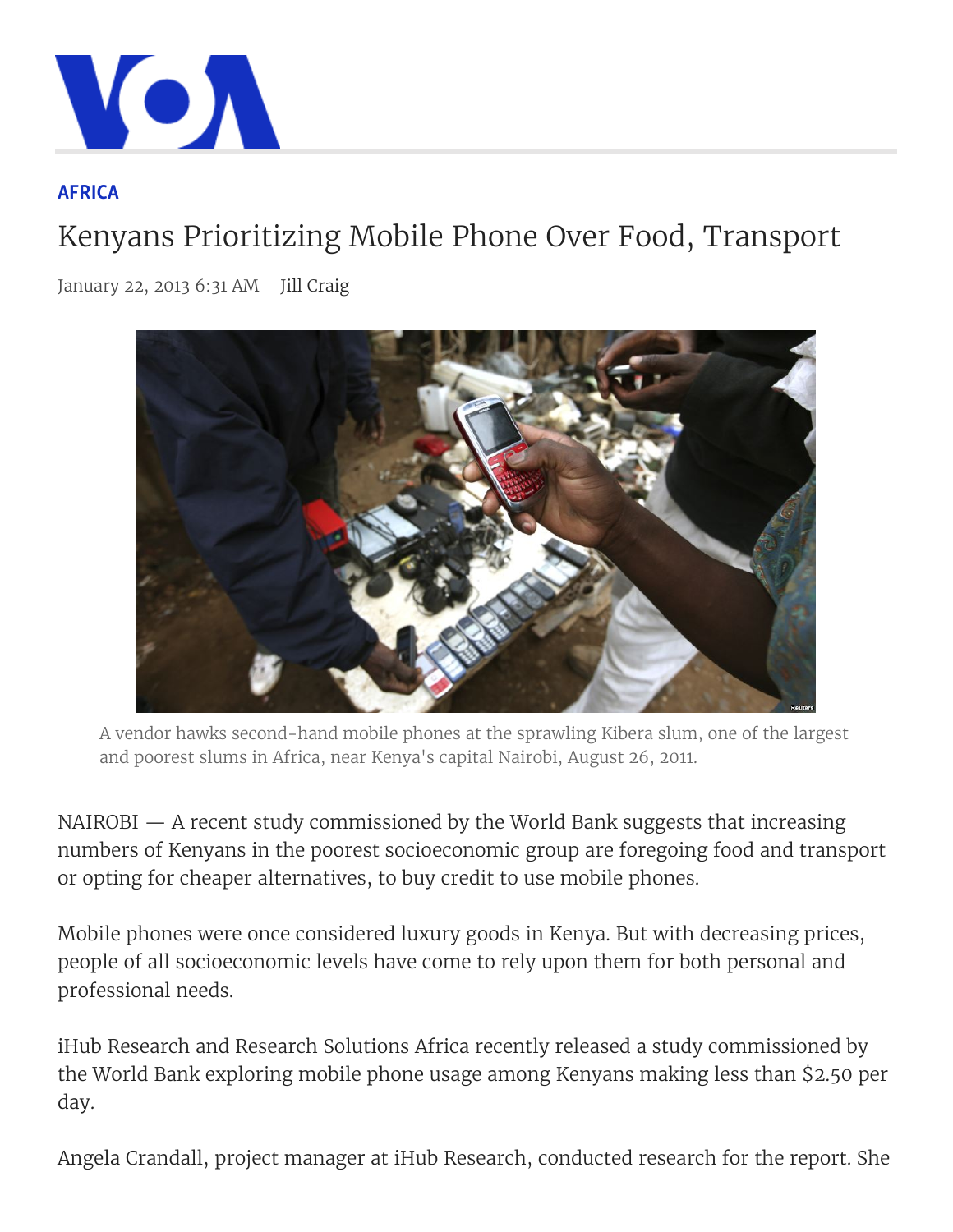AFRICA

# Kenyans Prioritizing Mobile Phone Over Food, Transport

January 22, 2013 6:31 AM Jill Craig

A vendor hawks second-hand mobile phones at the sprawling Kibera slum, one of the largest and poorest slums in Africa, near Kenya's capital Nairobi, August 26, 2011.

NAIROBI — A recent study commissioned by the World Bank suggests that increasing numbers of Kenyans in the poorest socioeconomic group are foregoing food and transport or opting for cheaper alternatives, to buy credit to use mobile phones.

Mobile phones were once considered luxury goods in Kenya. But with decreasing prices, people of all socioeconomic levels have come to rely upon them for both personal and professional needs.

iHub Research and Research Solutions Africa recently released a study commissioned by the World Bank exploring mobile phone usage among Kenyans making less than $2.50 per day.

Angela Crandall, project manager at iHub Research, conducted research for the report. She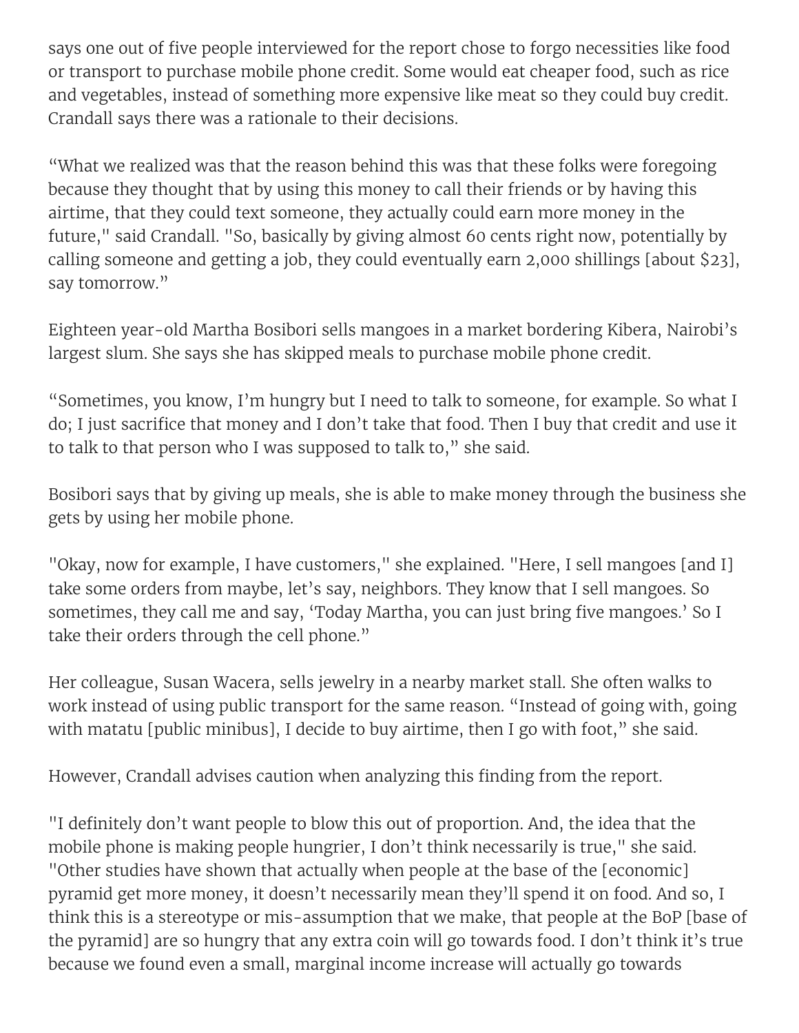says one out of five people interviewed for the report chose to forgo necessities like food or transport to purchase mobile phone credit. Some would eat cheaper food, such as rice and vegetables, instead of something more expensive like meat so they could buy credit. Crandall says there was a rationale to their decisions.

“What we realized was that the reason behind this was that these folks were foregoing because they thought that by using this money to call their friends or by having this airtime, that they could text someone, they actually could earn more money in the future," said Crandall. "So, basically by giving almost 60 cents right now, potentially by calling someone and getting a job, they could eventually earn 2,000 shillings [about $23], say tomorrow.”

Eighteen year-old Martha Bosibori sells mangoes in a market bordering Kibera, Nairobi’s largest slum. She says she has skipped meals to purchase mobile phone credit.

“Sometimes, you know, I’m hungry but I need to talk to someone, for example. So what I do; I just sacrifice that money and I don’t take that food. Then I buy that credit and use it to talk to that person who I was supposed to talk to,” she said.

Bosibori says that by giving up meals, she is able to make money through the business she gets by using her mobile phone.

"Okay, now for example, I have customers," she explained. "Here, I sell mangoes [and I] take some orders from maybe, let’s say, neighbors. They know that I sell mangoes. So sometimes, they call me and say, ‘Today Martha, you can just bring five mangoes.’ So I take their orders through the cell phone.”

Her colleague, Susan Wacera, sells jewelry in a nearby market stall. She often walks to work instead of using public transport for the same reason. “Instead of going with, going with matatu [public minibus], I decide to buy airtime, then I go with foot,” she said.

However, Crandall advises caution when analyzing this finding from the report.

"I definitely don’t want people to blow this out of proportion. And, the idea that the mobile phone is making people hungrier, I don’t think necessarily is true," she said. "Other studies have shown that actually when people at the base of the [economic] pyramid get more money, it doesn’t necessarily mean they’ll spend it on food. And so, I think this is a stereotype or mis-assumption that we make, that people at the BoP [base of the pyramid] are so hungry that any extra coin will go towards food. I don’t think it’s true because we found even a small, marginal income increase will actually go towards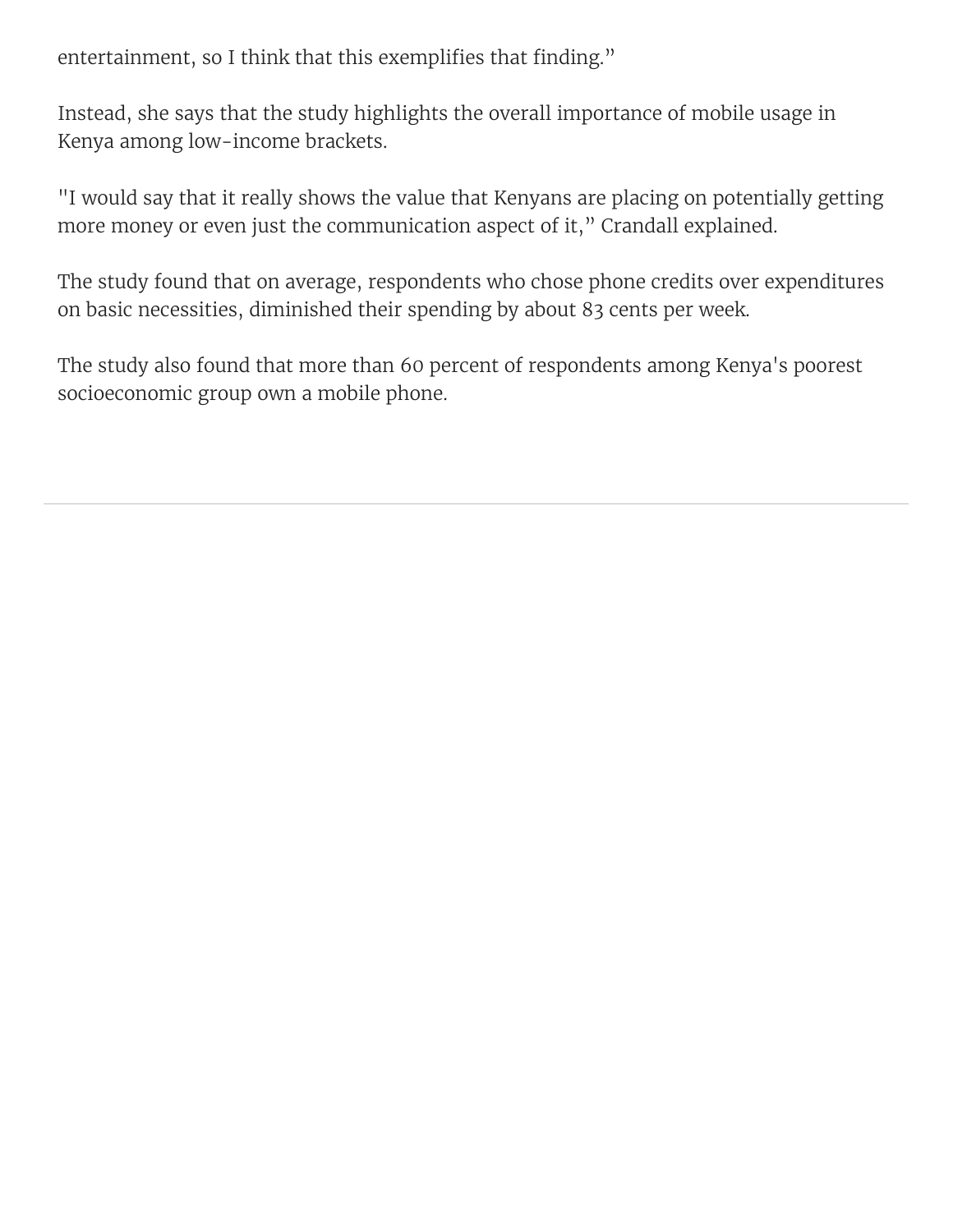entertainment, so I think that this exemplifies that finding."

Instead, she says that the study highlights the overall importance of mobile usage in Kenya among low-income brackets.

"I would say that it really shows the value that Kenyans are placing on potentially getting more money or even just the communication aspect of it," Crandall explained.

The study found that on average, respondents who chose phone credits over expenditures on basic necessities, diminished their spending by about 83 cents per week.

The study also found that more than 60 percent of respondents among Kenya's poorest socioeconomic group own a mobile phone.